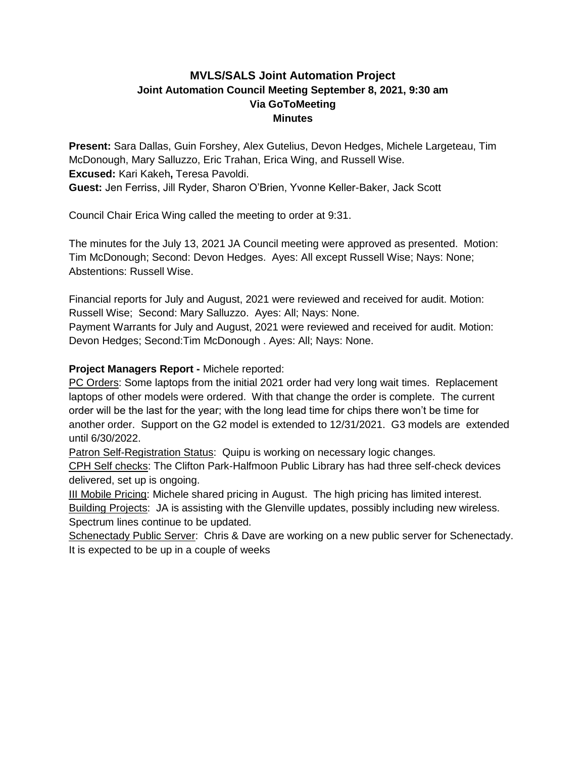# MVLS/SALS Joint Automation Project
## Joint Automation Council Meeting September 8, 2021, 9:30 am
### Via GoToMeeting
### Minutes

**Present:** Sara Dallas, Guin Forshey, Alex Gutelius, Devon Hedges, Michele Largeteau, Tim McDonough, Mary Salluzzo, Eric Trahan, Erica Wing, and Russell Wise.
**Excused:** Kari Kakeh**,** Teresa Pavoldi.
**Guest:** Jen Ferriss, Jill Ryder, Sharon O'Brien, Yvonne Keller-Baker, Jack Scott

Council Chair Erica Wing called the meeting to order at 9:31.

The minutes for the July 13, 2021 JA Council meeting were approved as presented. Motion: Tim McDonough; Second: Devon Hedges. Ayes: All except Russell Wise; Nays: None; Abstentions: Russell Wise.

Financial reports for July and August, 2021 were reviewed and received for audit. Motion: Russell Wise; Second: Mary Salluzzo. Ayes: All; Nays: None.
Payment Warrants for July and August, 2021 were reviewed and received for audit. Motion: Devon Hedges; Second:Tim McDonough . Ayes: All; Nays: None.

**Project Managers Report -** Michele reported:
PC Orders: Some laptops from the initial 2021 order had very long wait times. Replacement laptops of other models were ordered. With that change the order is complete. The current order will be the last for the year; with the long lead time for chips there won't be time for another order. Support on the G2 model is extended to 12/31/2021. G3 models are extended until 6/30/2022.
Patron Self-Registration Status: Quipu is working on necessary logic changes.
CPH Self checks: The Clifton Park-Halfmoon Public Library has had three self-check devices delivered, set up is ongoing.
III Mobile Pricing: Michele shared pricing in August. The high pricing has limited interest.
Building Projects: JA is assisting with the Glenville updates, possibly including new wireless. Spectrum lines continue to be updated.
Schenectady Public Server: Chris & Dave are working on a new public server for Schenectady. It is expected to be up in a couple of weeks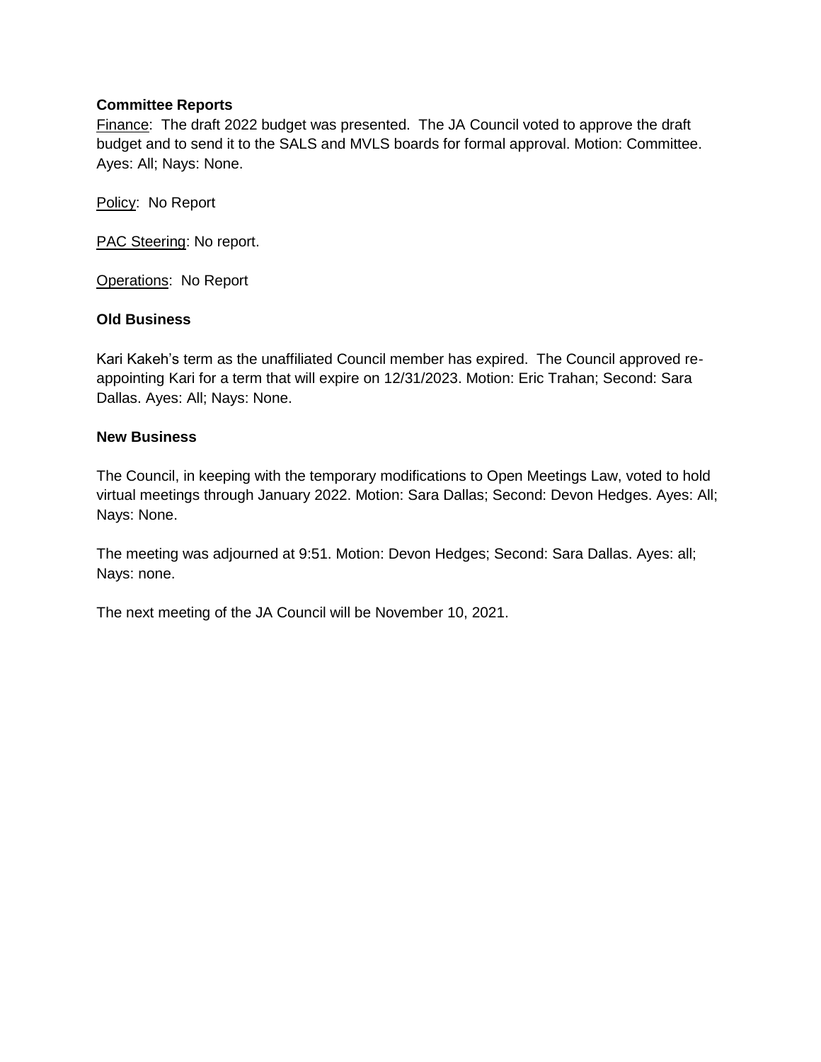**Committee Reports**

Finance: The draft 2022 budget was presented. The JA Council voted to approve the draft budget and to send it to the SALS and MVLS boards for formal approval. Motion: Committee. Ayes: All; Nays: None.

Policy: No Report

PAC Steering: No report.

Operations: No Report

**Old Business**

Kari Kakeh's term as the unaffiliated Council member has expired. The Council approved re-appointing Kari for a term that will expire on 12/31/2023. Motion: Eric Trahan; Second: Sara Dallas. Ayes: All; Nays: None.

**New Business**

The Council, in keeping with the temporary modifications to Open Meetings Law, voted to hold virtual meetings through January 2022. Motion: Sara Dallas; Second: Devon Hedges. Ayes: All; Nays: None.

The meeting was adjourned at 9:51. Motion: Devon Hedges; Second: Sara Dallas. Ayes: all; Nays: none.

The next meeting of the JA Council will be November 10, 2021.